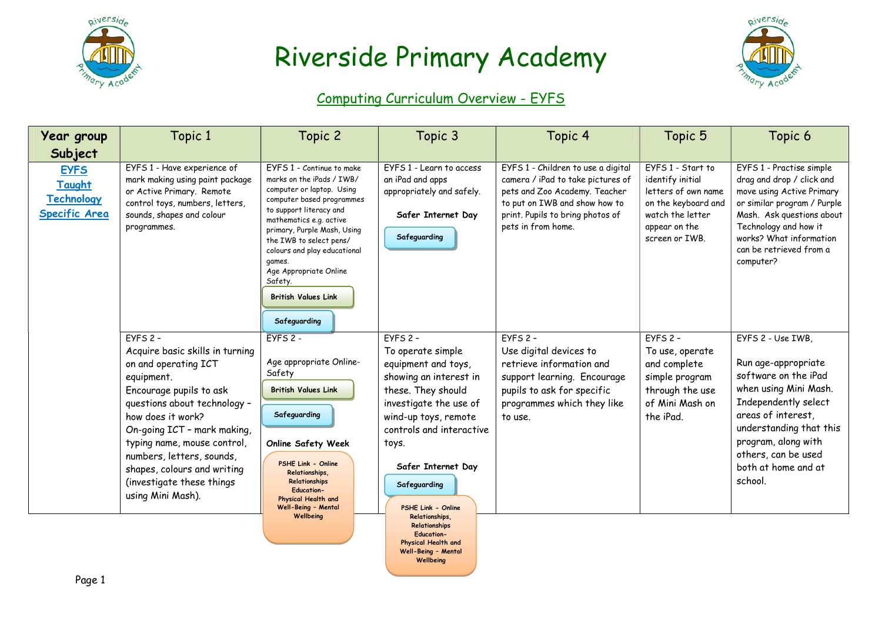# Riverside Primary Academy

## Computing Curriculum Overview - EYFS

| Year group Subject | Topic 1 | Topic 2 | Topic 3 | Topic 4 | Topic 5 | Topic 6 |
|---|---|---|---|---|---|---|
| EYFS Taught Technology Specific Area | EYFS 1 - Have experience of mark making using paint package or Active Primary. Remote control toys, numbers, letters, sounds, shapes and colour programmes. | EYFS 1 - Continue to make marks on the iPads / IWB/ computer or laptop. Using computer based programmes to support literacy and mathematics e.g. active primary, Purple Mash, Using the IWB to select pens/ colours and play educational games. Age Appropriate Online Safety. British Values Link. Safeguarding | EYFS 1 - Learn to access an iPad and apps appropriately and safely. **Safer Internet Day** Safeguarding | EYFS 1 - Children to use a digital camera / iPad to take pictures of pets and Zoo Academy. Teacher to put on IWB and show how to print. Pupils to bring photos of pets in from home. | EYFS 1 - Start to identify initial letters of own name on the keyboard and watch the letter appear on the screen or IWB. | EYFS 1 - Practise simple drag and drop / click and move using Active Primary or similar program / Purple Mash. Ask questions about Technology and how it works? What information can be retrieved from a computer? |
| | EYFS 2 – Acquire basic skills in turning on and operating ICT equipment. Encourage pupils to ask questions about technology – how does it work? On-going ICT – mark making, typing name, mouse control, numbers, letters, sounds, shapes, colours and writing (investigate these things using Mini Mash). | EYFS 2 - Age appropriate Online-Safety. British Values Link. Safeguarding. **Online Safety Week**. PSHE Link - Online Relationships, Relationships Education- Physical Health and Well-Being – Mental Wellbeing | EYFS 2 – To operate simple equipment and toys, showing an interest in these. They should investigate the use of wind-up toys, remote controls and interactive toys. **Safer Internet Day** Safeguarding. PSHE Link - Online Relationships, Relationships Education- Physical Health and Well-Being – Mental Wellbeing | EYFS 2 – Use digital devices to retrieve information and support learning. Encourage pupils to ask for specific programmes which they like to use. | EYFS 2 – To use, operate and complete simple program through the use of Mini Mash on the iPad. | EYFS 2 - Use IWB, Run age-appropriate software on the iPad when using Mini Mash. Independently select areas of interest, understanding that this program, along with others, can be used both at home and at school. |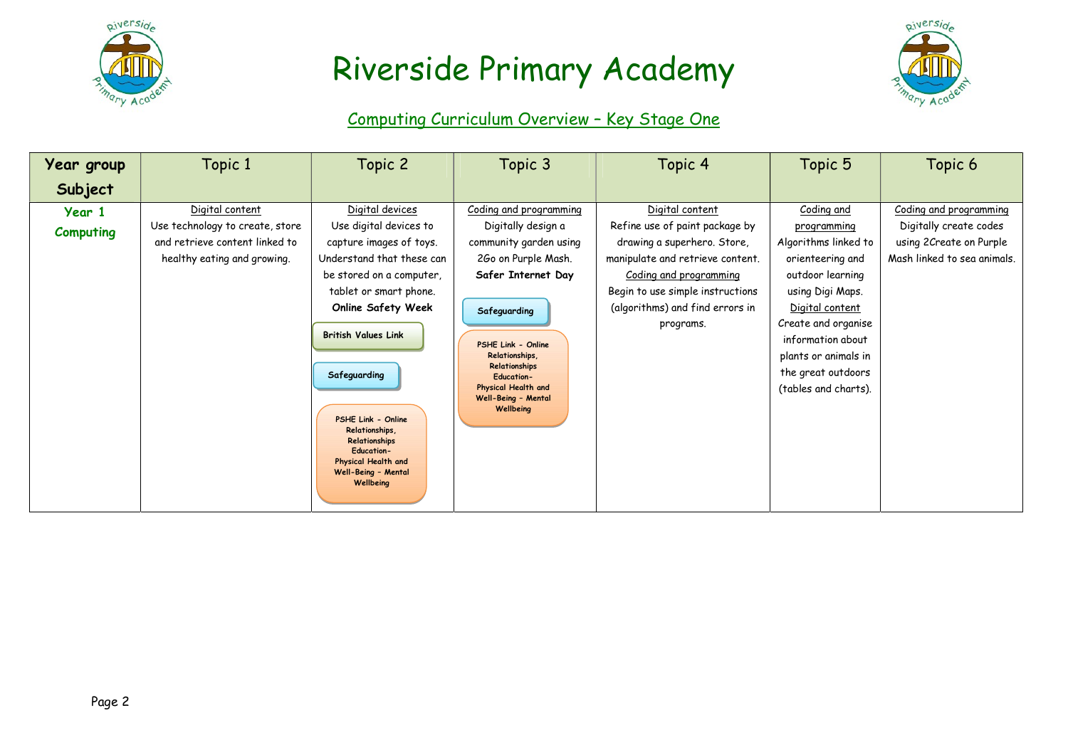# Riverside Primary Academy

## Computing Curriculum Overview – Key Stage One

| Year group Subject | Topic 1 | Topic 2 | Topic 3 | Topic 4 | Topic 5 | Topic 6 |
|---|---|---|---|---|---|---|
| **Year 1 Computing** | Digital content<br>Use technology to create, store and retrieve content linked to healthy eating and growing. | Digital devices<br>Use digital devices to capture images of toys. Understand that these can be stored on a computer, tablet or smart phone.<br>**Online Safety Week**<br>**British Values Link**<br>**Safeguarding**<br>**PSHE Link - Online Relationships, Relationships Education- Physical Health and Well-Being – Mental Wellbeing** | Coding and programming<br>Digitally design a community garden using 2Go on Purple Mash.<br>**Safer Internet Day**<br>**Safeguarding**<br>**PSHE Link - Online Relationships, Relationships Education- Physical Health and Well-Being – Mental Wellbeing** | Digital content<br>Refine use of paint package by drawing a superhero. Store, manipulate and retrieve content.<br>Coding and programming<br>Begin to use simple instructions (algorithms) and find errors in programs. | Coding and programming<br>Algorithms linked to orienteering and outdoor learning using Digi Maps.<br>Digital content<br>Create and organise information about plants or animals in the great outdoors (tables and charts). | Coding and programming<br>Digitally create codes using 2Create on Purple Mash linked to sea animals. |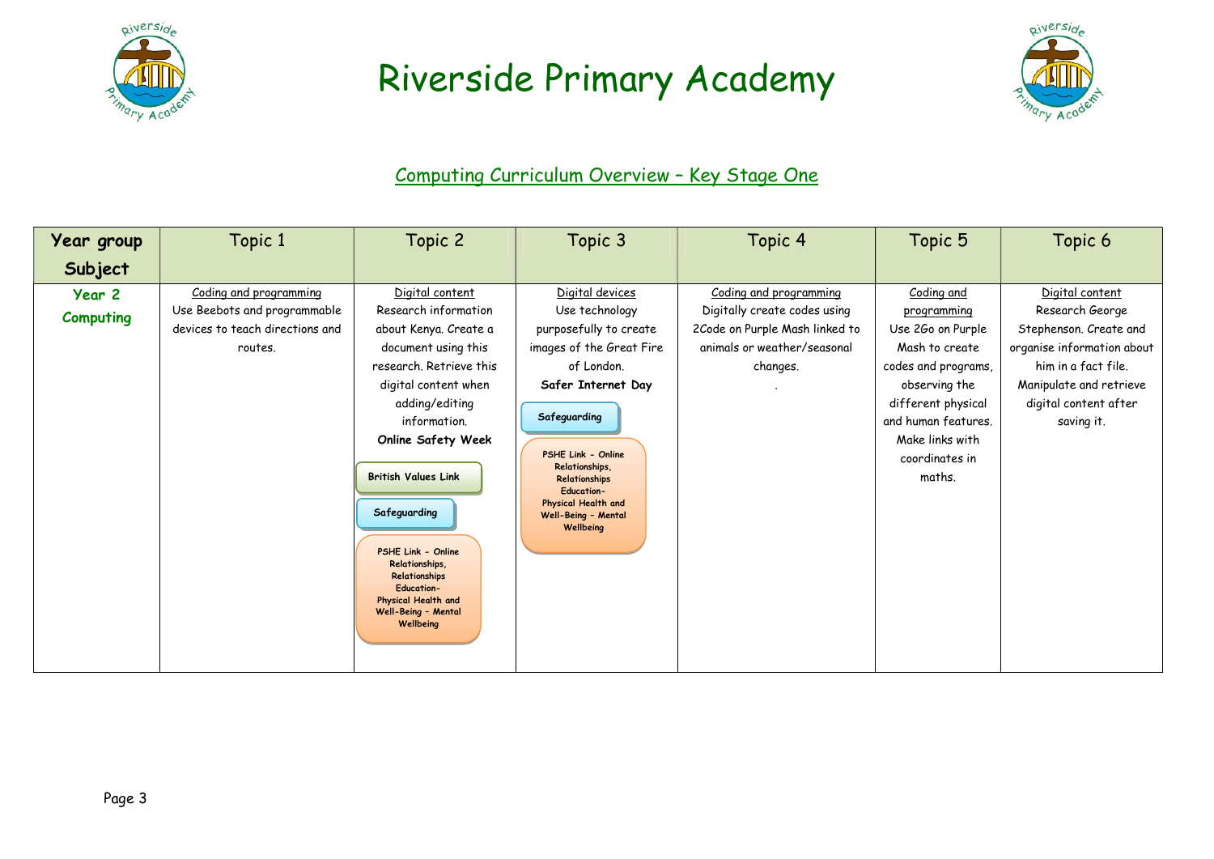# Riverside Primary Academy

## Computing Curriculum Overview – Key Stage One

| Year group Subject | Topic 1 | Topic 2 | Topic 3 | Topic 4 | Topic 5 | Topic 6 |
|---|---|---|---|---|---|---|
| **Year 2 Computing** | Coding and programming<br>Use Beebots and programmable devices to teach directions and routes. | Digital content<br>Research information about Kenya. Create a document using this research. Retrieve this digital content when adding/editing information.<br>**Online Safety Week**<br>British Values Link<br>Safeguarding<br>PSHE Link – Online Relationships, Relationships Education- Physical Health and Well-Being – Mental Wellbeing | Digital devices<br>Use technology purposefully to create images of the Great Fire of London.<br>**Safer Internet Day**<br>Safeguarding<br>PSHE Link – Online Relationships, Relationships Education- Physical Health and Well-Being – Mental Wellbeing | Coding and programming<br>Digitally create codes using 2Code on Purple Mash linked to animals or weather/seasonal changes.<br>. | Coding and programming<br>Use 2Go on Purple Mash to create codes and programs, observing the different physical and human features. Make links with coordinates in maths. | Digital content<br>Research George Stephenson. Create and organise information about him in a fact file. Manipulate and retrieve digital content after saving it. |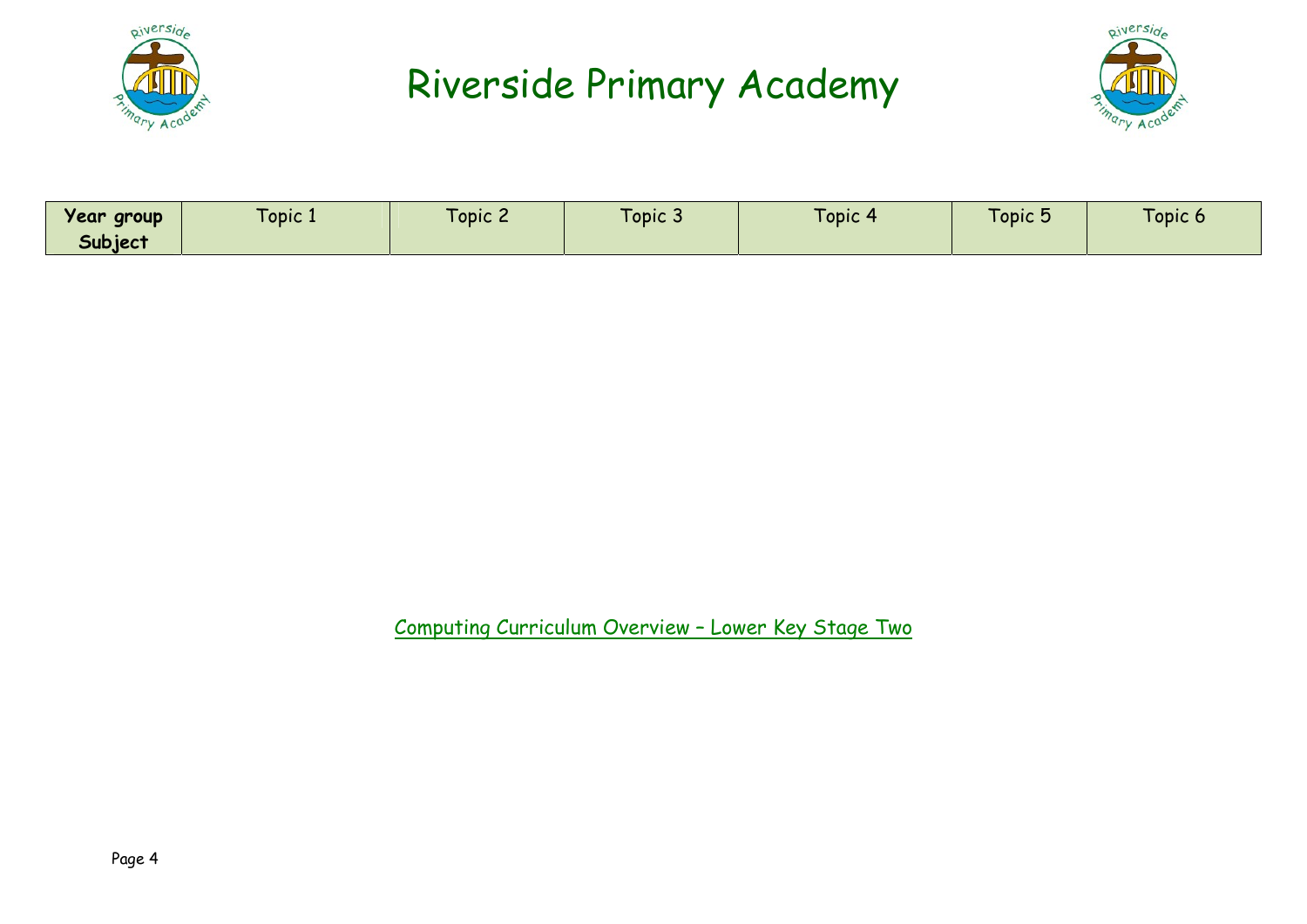# Riverside Primary Academy

| Year group Subject | Topic 1 | Topic 2 | Topic 3 | Topic 4 | Topic 5 | Topic 6 |
|---|---|---|---|---|---|---|

Computing Curriculum Overview – Lower Key Stage Two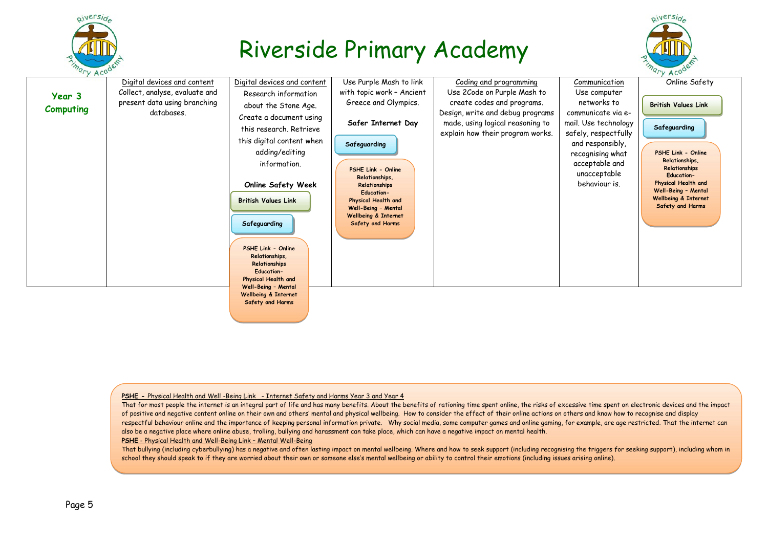# Riverside Primary Academy

| Year 3 Computing | Digital devices and content | Digital devices and content | Use Purple Mash to link with topic work – Ancient Greece and Olympics. | Coding and programming | Communication | Online Safety |
|---|---|---|---|---|---|---|
| | Collect, analyse, evaluate and present data using branching databases. | Research information about the Stone Age. Create a document using this research. Retrieve this digital content when adding/editing information.<br><br>**Online Safety Week**<br><br>**British Values Link**<br><br>**Safeguarding**<br><br>**PSHE Link - Online Relationships, Relationships Education- Physical Health and Well-Being – Mental Wellbeing & Internet Safety and Harms** | **Safer Internet Day**<br><br>**Safeguarding**<br><br>**PSHE Link - Online Relationships, Relationships Education- Physical Health and Well-Being – Mental Wellbeing & Internet Safety and Harms** | Use 2Code on Purple Mash to create codes and programs. Design, write and debug programs made, using logical reasoning to explain how their program works. | Use computer networks to communicate via e-mail. Use technology safely, respectfully and responsibly, recognising what acceptable and unacceptable behaviour is. | **British Values Link**<br><br>**Safeguarding**<br><br>**PSHE Link - Online Relationships, Relationships Education- Physical Health and Well-Being – Mental Wellbeing & Internet Safety and Harms** |

**PSHE –** Physical Health and Well -Being Link - Internet Safety and Harms Year 3 and Year 4

That for most people the internet is an integral part of life and has many benefits. About the benefits of rationing time spent online, the risks of excessive time spent on electronic devices and the impact of positive and negative content online on their own and others' mental and physical wellbeing. How to consider the effect of their online actions on others and know how to recognise and display respectful behaviour online and the importance of keeping personal information private. Why social media, some computer games and online gaming, for example, are age restricted. That the internet can also be a negative place where online abuse, trolling, bullying and harassment can take place, which can have a negative impact on mental health.

**PSHE** - Physical Health and Well-Being Link – Mental Well-Being

That bullying (including cyberbullying) has a negative and often lasting impact on mental wellbeing. Where and how to seek support (including recognising the triggers for seeking support), including whom in school they should speak to if they are worried about their own or someone else's mental wellbeing or ability to control their emotions (including issues arising online).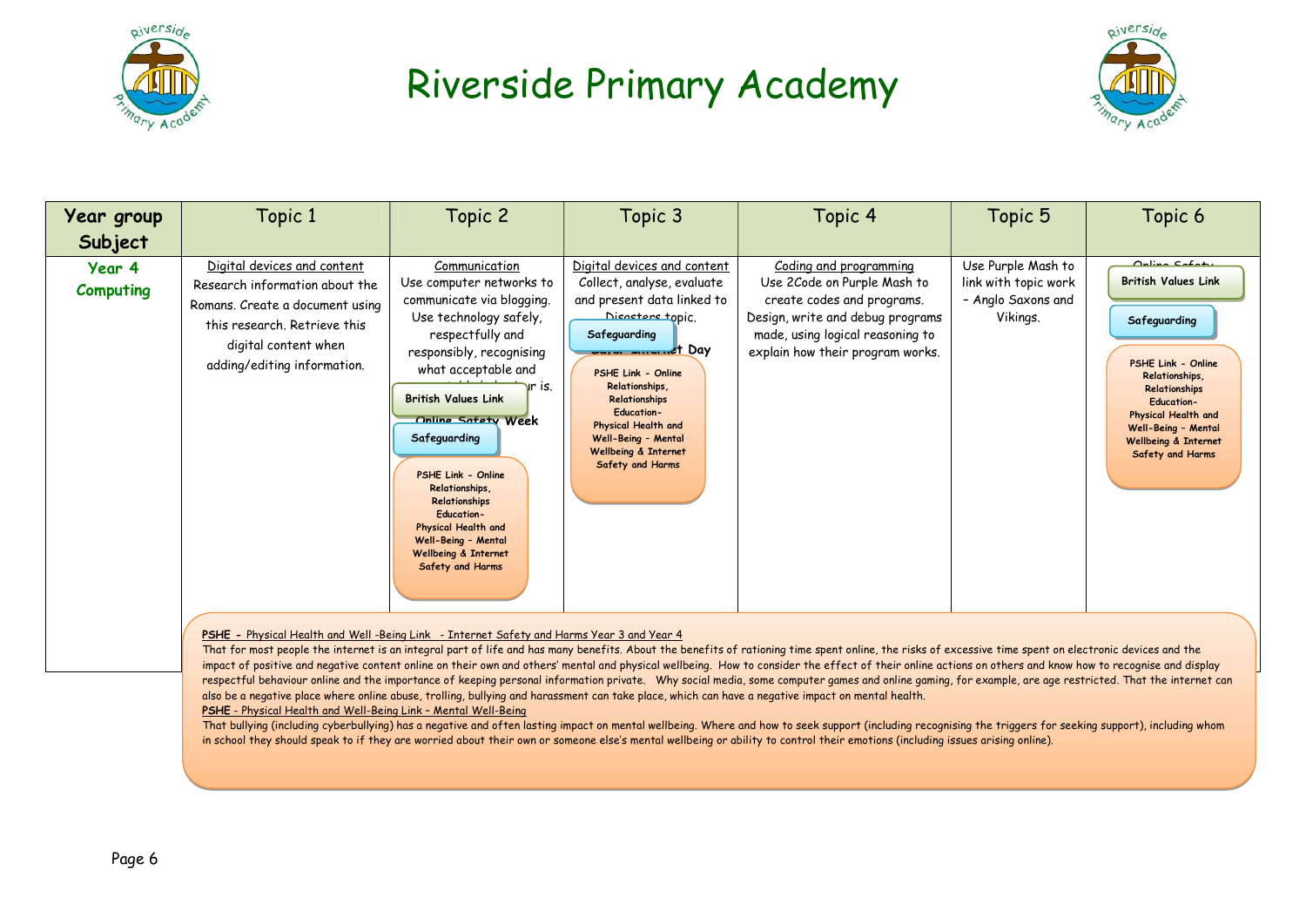# Riverside Primary Academy

| Year group Subject | Topic 1 | Topic 2 | Topic 3 | Topic 4 | Topic 5 | Topic 6 |
|---|---|---|---|---|---|---|
| **Year 4 Computing** | Digital devices and content<br>Research information about the Romans. Create a document using this research. Retrieve this digital content when adding/editing information. | Communication<br>Use computer networks to communicate via blogging. Use technology safely, respectfully and responsibly, recognising what acceptable and unacceptable behaviour is.<br>**Online Safety Week**<br>British Values Link<br>Safeguarding<br>PSHE Link - Online Relationships, Relationships Education- Physical Health and Well-Being – Mental Wellbeing & Internet Safety and Harms | Digital devices and content<br>Collect, analyse, evaluate and present data linked to Disasters topic.<br>**Safer Internet Day**<br>Safeguarding<br>PSHE Link - Online Relationships, Relationships Education- Physical Health and Well-Being – Mental Wellbeing & Internet Safety and Harms | Coding and programming<br>Use 2Code on Purple Mash to create codes and programs. Design, write and debug programs made, using logical reasoning to explain how their program works. | Use Purple Mash to link with topic work – Anglo Saxons and Vikings. | Online Safety<br>British Values Link<br>Safeguarding<br>PSHE Link - Online Relationships, Relationships Education- Physical Health and Well-Being – Mental Wellbeing & Internet Safety and Harms |

**PSHE –** Physical Health and Well -Being Link - Internet Safety and Harms Year 3 and Year 4

That for most people the internet is an integral part of life and has many benefits. About the benefits of rationing time spent online, the risks of excessive time spent on electronic devices and the impact of positive and negative content online on their own and others' mental and physical wellbeing. How to consider the effect of their online actions on others and know how to recognise and display respectful behaviour online and the importance of keeping personal information private. Why social media, some computer games and online gaming, for example, are age restricted. That the internet can also be a negative place where online abuse, trolling, bullying and harassment can take place, which can have a negative impact on mental health.

**PSHE** - Physical Health and Well-Being Link – Mental Well-Being

That bullying (including cyberbullying) has a negative and often lasting impact on mental wellbeing. Where and how to seek support (including recognising the triggers for seeking support), including whom in school they should speak to if they are worried about their own or someone else's mental wellbeing or ability to control their emotions (including issues arising online).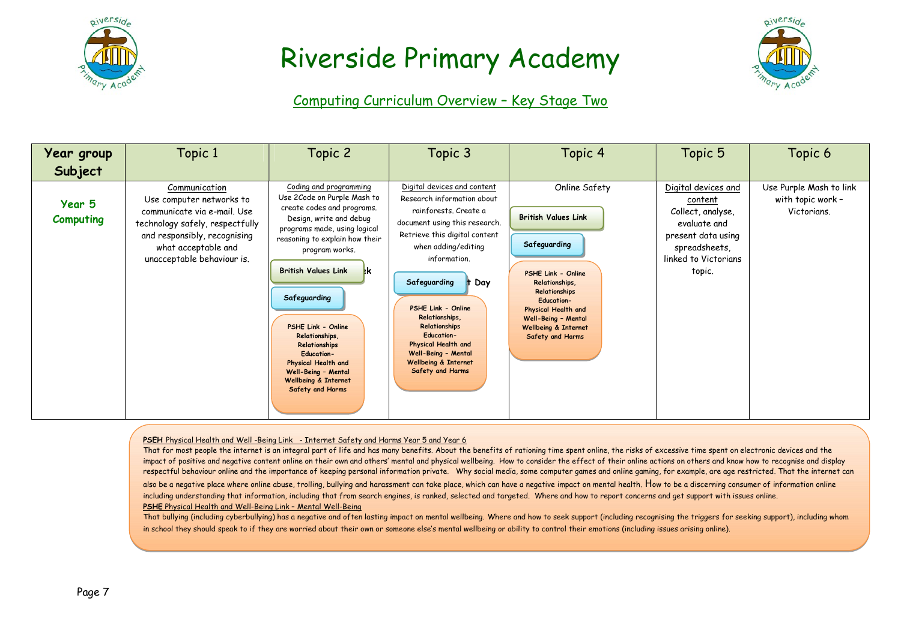# Riverside Primary Academy

## Computing Curriculum Overview – Key Stage Two

| Year group Subject | Topic 1 | Topic 2 | Topic 3 | Topic 4 | Topic 5 | Topic 6 |
|---|---|---|---|---|---|---|
| **Year 5 Computing** | Communication<br>Use computer networks to communicate via e-mail. Use technology safely, respectfully and responsibly, recognising what acceptable and unacceptable behaviour is. | Coding and programming<br>Use 2Code on Purple Mash to create codes and programs. Design, write and debug programs made, using logical reasoning to explain how their program works.<br>**British Values Link**<br>**Safeguarding**<br>**PSHE Link - Online Relationships, Relationships Education- Physical Health and Well-Being – Mental Wellbeing & Internet Safety and Harms** | Digital devices and content<br>Research information about rainforests. Create a document using this research. Retrieve this digital content when adding/editing information.<br>**Safeguarding**<br>**PSHE Link - Online Relationships, Relationships Education- Physical Health and Well-Being – Mental Wellbeing & Internet Safety and Harms** | Online Safety<br>**British Values Link**<br>**Safeguarding**<br>**PSHE Link - Online Relationships, Relationships Education- Physical Health and Well-Being – Mental Wellbeing & Internet Safety and Harms** | Digital devices and content<br>Collect, analyse, evaluate and present data using spreadsheets, linked to Victorians topic. | Use Purple Mash to link with topic work – Victorians. |

**PSEH** Physical Health and Well -Being Link - Internet Safety and Harms Year 5 and Year 6

That for most people the internet is an integral part of life and has many benefits. About the benefits of rationing time spent online, the risks of excessive time spent on electronic devices and the impact of positive and negative content online on their own and others' mental and physical wellbeing. How to consider the effect of their online actions on others and know how to recognise and display respectful behaviour online and the importance of keeping personal information private. Why social media, some computer games and online gaming, for example, are age restricted. That the internet can also be a negative place where online abuse, trolling, bullying and harassment can take place, which can have a negative impact on mental health. How to be a discerning consumer of information online including understanding that information, including that from search engines, is ranked, selected and targeted. Where and how to report concerns and get support with issues online.

**PSHE** Physical Health and Well-Being Link – Mental Well-Being

That bullying (including cyberbullying) has a negative and often lasting impact on mental wellbeing. Where and how to seek support (including recognising the triggers for seeking support), including whom in school they should speak to if they are worried about their own or someone else's mental wellbeing or ability to control their emotions (including issues arising online).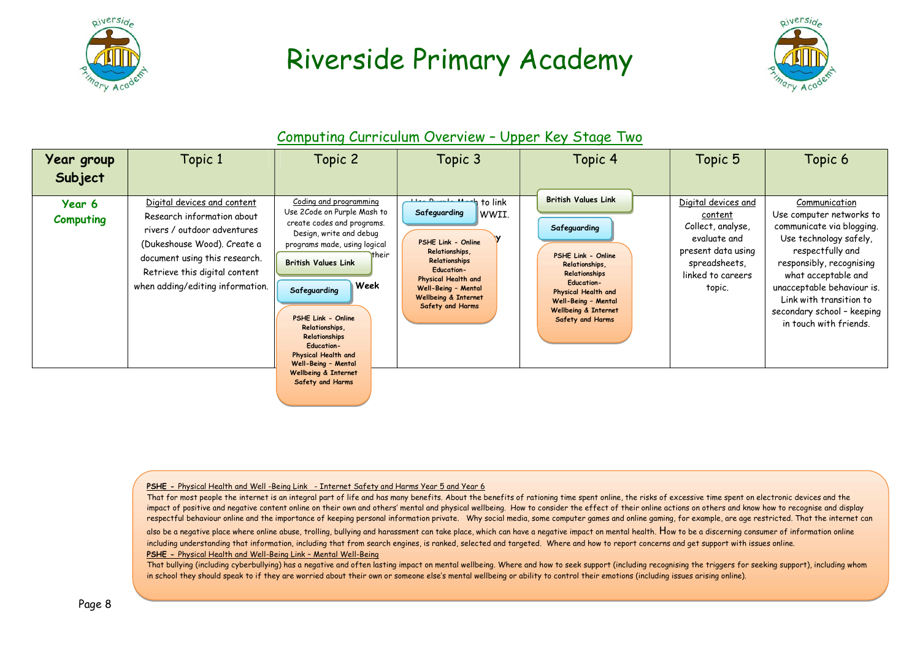# Riverside Primary Academy

## Computing Curriculum Overview – Upper Key Stage Two

| Year group Subject | Topic 1 | Topic 2 | Topic 3 | Topic 4 | Topic 5 | Topic 6 |
|---|---|---|---|---|---|---|
| **Year 6 Computing** | Digital devices and content<br>Research information about rivers / outdoor adventures (Dukeshouse Wood). Create a document using this research. Retrieve this digital content when adding/editing information. | Coding and programming<br>Use 2Code on Purple Mash to create codes and programs. Design, write and debug programs made, using logical … their … Week<br>British Values Link<br>Safeguarding<br>PSHE Link - Online Relationships, Relationships Education- Physical Health and Well-Being – Mental Wellbeing & Internet Safety and Harms | Use Purple Mash to link … WWII. … y<br>Safeguarding<br>PSHE Link - Online Relationships, Relationships Education- Physical Health and Well-Being – Mental Wellbeing & Internet Safety and Harms | British Values Link<br>Safeguarding<br>PSHE Link - Online Relationships, Relationships Education- Physical Health and Well-Being – Mental Wellbeing & Internet Safety and Harms | Digital devices and content<br>Collect, analyse, evaluate and present data using spreadsheets, linked to careers topic. | Communication<br>Use computer networks to communicate via blogging. Use technology safely, respectfully and responsibly, recognising what acceptable and unacceptable behaviour is. Link with transition to secondary school – keeping in touch with friends. |

**PSHE - Physical Health and Well -Being Link - Internet Safety and Harms Year 5 and Year 6**

That for most people the internet is an integral part of life and has many benefits. About the benefits of rationing time spent online, the risks of excessive time spent on electronic devices and the impact of positive and negative content online on their own and others' mental and physical wellbeing. How to consider the effect of their online actions on others and know how to recognise and display respectful behaviour online and the importance of keeping personal information private. Why social media, some computer games and online gaming, for example, are age restricted. That the internet can also be a negative place where online abuse, trolling, bullying and harassment can take place, which can have a negative impact on mental health. How to be a discerning consumer of information online including understanding that information, including that from search engines, is ranked, selected and targeted. Where and how to report concerns and get support with issues online.

**PSHE - Physical Health and Well-Being Link – Mental Well-Being**

That bullying (including cyberbullying) has a negative and often lasting impact on mental wellbeing. Where and how to seek support (including recognising the triggers for seeking support), including whom in school they should speak to if they are worried about their own or someone else's mental wellbeing or ability to control their emotions (including issues arising online).